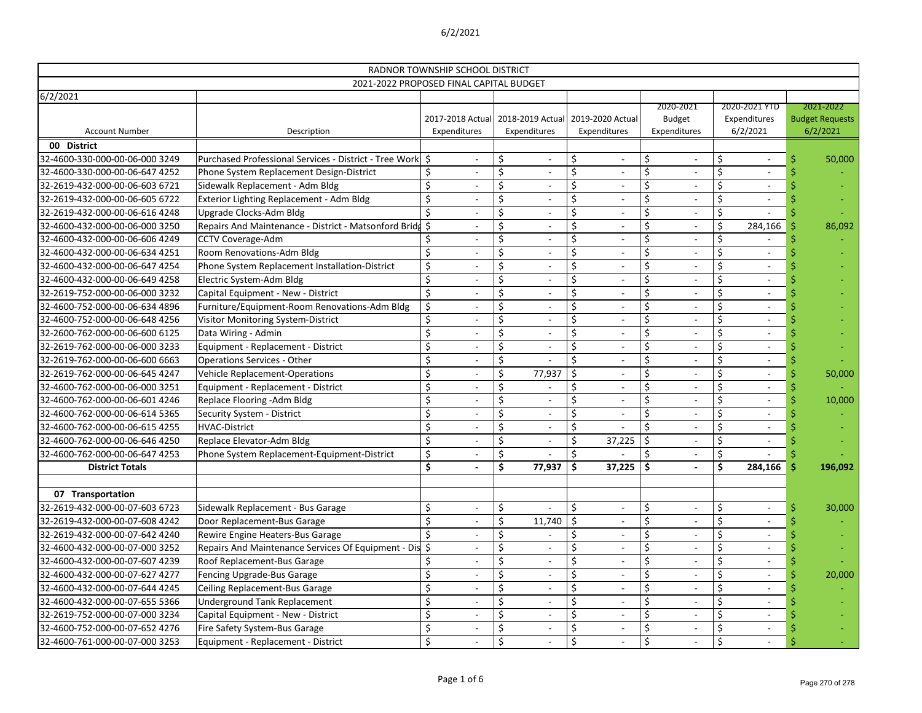6/2/2021

| RADNOR TOWNSHIP SCHOOL DISTRICT | | | | | | | |
|---|---|---|---|---|---|---|---|
| 2021-2022 PROPOSED FINAL CAPITAL BUDGET | | | | | | | |
| 6/2/2021 | | | | | | | |
| Account Number | Description | 2017-2018 Actual Expenditures | 2018-2019 Actual Expenditures | 2019-2020 Actual Expenditures | 2020-2021 Budget Expenditures | 2020-2021 YTD Expenditures 6/2/2021 | 2021-2022 Budget Requests 6/2/2021 |
| **00 District** | | | | | | | |
| 32-4600-330-000-00-06-000 3249 | Purchased Professional Services - District - Tree Work | $ - | $ - | $ - | $ - | $ - | $ 50,000 |
| 32-4600-330-000-00-06-647 4252 | Phone System Replacement Design-District | $ - | $ - | $ - | $ - | $ - | $ - |
| 32-2619-432-000-00-06-603 6721 | Sidewalk Replacement - Adm Bldg | $ - | $ - | $ - | $ - | $ - | $ - |
| 32-2619-432-000-00-06-605 6722 | Exterior Lighting Replacement - Adm Bldg | $ - | $ - | $ - | $ - | $ - | $ - |
| 32-2619-432-000-00-06-616 4248 | Upgrade Clocks-Adm Bldg | $ - | $ - | $ - | $ - | $ - | $ - |
| 32-4600-432-000-00-06-000 3250 | Repairs And Maintenance - District - Matsonford Bridg | $ - | $ - | $ - | $ - | $ 284,166 | $ 86,092 |
| 32-4600-432-000-00-06-606 4249 | CCTV Coverage-Adm | $ - | $ - | $ - | $ - | $ - | $ - |
| 32-4600-432-000-00-06-634 4251 | Room Renovations-Adm Bldg | $ - | $ - | $ - | $ - | $ - | $ - |
| 32-4600-432-000-00-06-647 4254 | Phone System Replacement Installation-District | $ - | $ - | $ - | $ - | $ - | $ - |
| 32-4600-432-000-00-06-649 4258 | Electric System-Adm Bldg | $ - | $ - | $ - | $ - | $ - | $ - |
| 32-2619-752-000-00-06-000 3232 | Capital Equipment - New - District | $ - | $ - | $ - | $ - | $ - | $ - |
| 32-4600-752-000-00-06-634 4896 | Furniture/Equipment-Room Renovations-Adm Bldg | $ - | $ - | $ - | $ - | $ - | $ - |
| 32-4600-752-000-00-06-648 4256 | Visitor Monitoring System-District | $ - | $ - | $ - | $ - | $ - | $ - |
| 32-2600-762-000-00-06-600 6125 | Data Wiring - Admin | $ - | $ - | $ - | $ - | $ - | $ - |
| 32-2619-762-000-00-06-000 3233 | Equipment - Replacement - District | $ - | $ - | $ - | $ - | $ - | $ - |
| 32-2619-762-000-00-06-600 6663 | Operations Services - Other | $ - | $ - | $ - | $ - | $ - | $ - |
| 32-2619-762-000-00-06-645 4247 | Vehicle Replacement-Operations | $ - | $ 77,937 | $ - | $ - | $ - | $ 50,000 |
| 32-4600-762-000-00-06-000 3251 | Equipment - Replacement - District | $ - | $ - | $ - | $ - | $ - | $ - |
| 32-4600-762-000-00-06-601 4246 | Replace Flooring -Adm Bldg | $ - | $ - | $ - | $ - | $ - | $ 10,000 |
| 32-4600-762-000-00-06-614 5365 | Security System - District | $ - | $ - | $ - | $ - | $ - | $ - |
| 32-4600-762-000-00-06-615 4255 | HVAC-District | $ - | $ - | $ - | $ - | $ - | $ - |
| 32-4600-762-000-00-06-646 4250 | Replace Elevator-Adm Bldg | $ - | $ - | $ 37,225 | $ - | $ - | $ - |
| 32-4600-762-000-00-06-647 4253 | Phone System Replacement-Equipment-District | $ - | $ - | $ - | $ - | $ - | $ - |
| **District Totals** | | **$ -** | **$ 77,937** | **$ 37,225** | **$ -** | **$ 284,166** | **$ 196,092** |
| | | | | | | | |
| **07 Transportation** | | | | | | | |
| 32-2619-432-000-00-07-603 6723 | Sidewalk Replacement - Bus Garage | $ - | $ - | $ - | $ - | $ - | $ 30,000 |
| 32-2619-432-000-00-07-608 4242 | Door Replacement-Bus Garage | $ - | $ 11,740 | $ - | $ - | $ - | $ - |
| 32-2619-432-000-00-07-642 4240 | Rewire Engine Heaters-Bus Garage | $ - | $ - | $ - | $ - | $ - | $ - |
| 32-4600-432-000-00-07-000 3252 | Repairs And Maintenance Services Of Equipment - Dis | $ - | $ - | $ - | $ - | $ - | $ - |
| 32-4600-432-000-00-07-607 4239 | Roof Replacement-Bus Garage | $ - | $ - | $ - | $ - | $ - | $ - |
| 32-4600-432-000-00-07-627 4277 | Fencing Upgrade-Bus Garage | $ - | $ - | $ - | $ - | $ - | $ 20,000 |
| 32-4600-432-000-00-07-644 4245 | Ceiling Replacement-Bus Garage | $ - | $ - | $ - | $ - | $ - | $ - |
| 32-4600-432-000-00-07-655 5366 | Underground Tank Replacement | $ - | $ - | $ - | $ - | $ - | $ - |
| 32-2619-752-000-00-07-000 3234 | Capital Equipment - New - District | $ - | $ - | $ - | $ - | $ - | $ - |
| 32-4600-752-000-00-07-652 4276 | Fire Safety System-Bus Garage | $ - | $ - | $ - | $ - | $ - | $ - |
| 32-4600-761-000-00-07-000 3253 | Equipment - Replacement - District | $ - | $ - | $ - | $ - | $ - | $ - |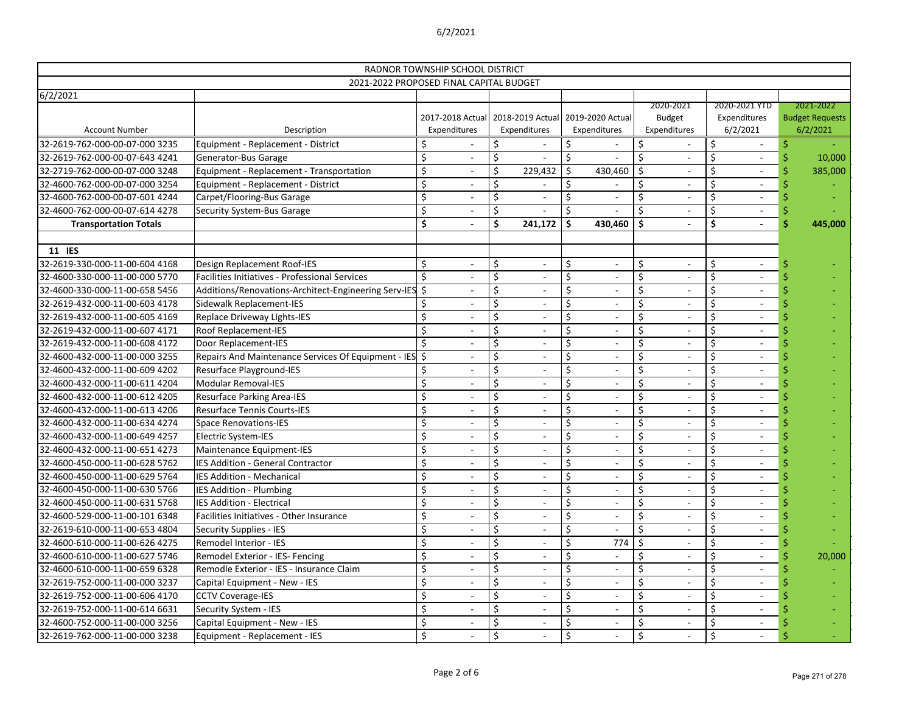| RADNOR TOWNSHIP SCHOOL DISTRICT | | | | | | | |
|---|---|---|---|---|---|---|---|
| 2021-2022 PROPOSED FINAL CAPITAL BUDGET | | | | | | | |
| 6/2/2021 | | | | | | | |
| Account Number | Description | 2017-2018 Actual Expenditures | 2018-2019 Actual Expenditures | 2019-2020 Actual Expenditures | 2020-2021 Budget Expenditures | 2020-2021 YTD Expenditures 6/2/2021 | 2021-2022 Budget Requests 6/2/2021 |
| 32-2619-762-000-00-07-000 3235 | Equipment - Replacement - District | $ - | $ - | $ - | $ - | $ - | $ - |
| 32-2619-762-000-00-07-643 4241 | Generator-Bus Garage | $ - | $ - | $ - | $ - | $ - | $ 10,000 |
| 32-2719-762-000-00-07-000 3248 | Equipment - Replacement - Transportation | $ - | $ 229,432 | $ 430,460 | $ - | $ - | $ 385,000 |
| 32-4600-762-000-00-07-000 3254 | Equipment - Replacement - District | $ - | $ - | $ - | $ - | $ - | $ - |
| 32-4600-762-000-00-07-601 4244 | Carpet/Flooring-Bus Garage | $ - | $ - | $ - | $ - | $ - | $ - |
| 32-4600-762-000-00-07-614 4278 | Security System-Bus Garage | $ - | $ - | $ - | $ - | $ - | $ - |
| **Transportation Totals** | | **$ -** | **$ 241,172** | **$ 430,460** | **$ -** | **$ -** | **$ 445,000** |
| | | | | | | | |
| **11 IES** | | | | | | | |
| 32-2619-330-000-11-00-604 4168 | Design Replacement Roof-IES | $ - | $ - | $ - | $ - | $ - | $ - |
| 32-4600-330-000-11-00-000 5770 | Facilities Initiatives - Professional Services | $ - | $ - | $ - | $ - | $ - | $ - |
| 32-4600-330-000-11-00-658 5456 | Additions/Renovations-Architect-Engineering Serv-IES | $ - | $ - | $ - | $ - | $ - | $ - |
| 32-2619-432-000-11-00-603 4178 | Sidewalk Replacement-IES | $ - | $ - | $ - | $ - | $ - | $ - |
| 32-2619-432-000-11-00-605 4169 | Replace Driveway Lights-IES | $ - | $ - | $ - | $ - | $ - | $ - |
| 32-2619-432-000-11-00-607 4171 | Roof Replacement-IES | $ - | $ - | $ - | $ - | $ - | $ - |
| 32-2619-432-000-11-00-608 4172 | Door Replacement-IES | $ - | $ - | $ - | $ - | $ - | $ - |
| 32-4600-432-000-11-00-000 3255 | Repairs And Maintenance Services Of Equipment - IES | $ - | $ - | $ - | $ - | $ - | $ - |
| 32-4600-432-000-11-00-609 4202 | Resurface Playground-IES | $ - | $ - | $ - | $ - | $ - | $ - |
| 32-4600-432-000-11-00-611 4204 | Modular Removal-IES | $ - | $ - | $ - | $ - | $ - | $ - |
| 32-4600-432-000-11-00-612 4205 | Resurface Parking Area-IES | $ - | $ - | $ - | $ - | $ - | $ - |
| 32-4600-432-000-11-00-613 4206 | Resurface Tennis Courts-IES | $ - | $ - | $ - | $ - | $ - | $ - |
| 32-4600-432-000-11-00-634 4274 | Space Renovations-IES | $ - | $ - | $ - | $ - | $ - | $ - |
| 32-4600-432-000-11-00-649 4257 | Electric System-IES | $ - | $ - | $ - | $ - | $ - | $ - |
| 32-4600-432-000-11-00-651 4273 | Maintenance Equipment-IES | $ - | $ - | $ - | $ - | $ - | $ - |
| 32-4600-450-000-11-00-628 5762 | IES Addition - General Contractor | $ - | $ - | $ - | $ - | $ - | $ - |
| 32-4600-450-000-11-00-629 5764 | IES Addition - Mechanical | $ - | $ - | $ - | $ - | $ - | $ - |
| 32-4600-450-000-11-00-630 5766 | IES Addition - Plumbing | $ - | $ - | $ - | $ - | $ - | $ - |
| 32-4600-450-000-11-00-631 5768 | IES Addition - Electrical | $ - | $ - | $ - | $ - | $ - | $ - |
| 32-4600-529-000-11-00-101 6348 | Facilities Initiatives - Other Insurance | $ - | $ - | $ - | $ - | $ - | $ - |
| 32-2619-610-000-11-00-653 4804 | Security Supplies - IES | $ - | $ - | $ - | $ - | $ - | $ - |
| 32-4600-610-000-11-00-626 4275 | Remodel Interior - IES | $ - | $ - | $ 774 | $ - | $ - | $ - |
| 32-4600-610-000-11-00-627 5746 | Remodel Exterior - IES- Fencing | $ - | $ - | $ - | $ - | $ - | $ 20,000 |
| 32-4600-610-000-11-00-659 6328 | Remodle Exterior - IES - Insurance Claim | $ - | $ - | $ - | $ - | $ - | $ - |
| 32-2619-752-000-11-00-000 3237 | Capital Equipment - New - IES | $ - | $ - | $ - | $ - | $ - | $ - |
| 32-2619-752-000-11-00-606 4170 | CCTV Coverage-IES | $ - | $ - | $ - | $ - | $ - | $ - |
| 32-2619-752-000-11-00-614 6631 | Security System - IES | $ - | $ - | $ - | $ - | $ - | $ - |
| 32-4600-752-000-11-00-000 3256 | Capital Equipment - New - IES | $ - | $ - | $ - | $ - | $ - | $ - |
| 32-2619-762-000-11-00-000 3238 | Equipment - Replacement - IES | $ - | $ - | $ - | $ - | $ - | $ - |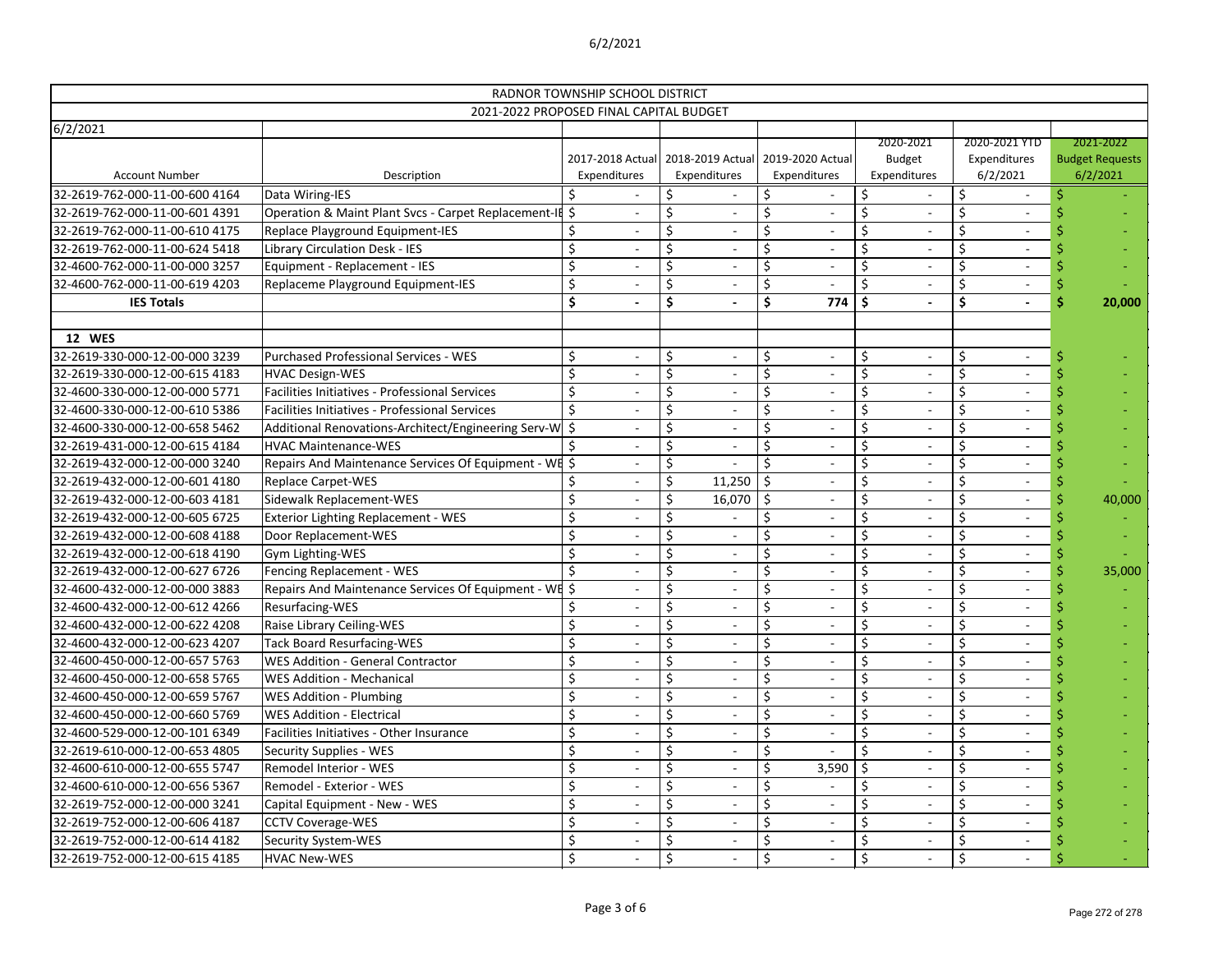| RADNOR TOWNSHIP SCHOOL DISTRICT | | | | | | | |
|---|---|---|---|---|---|---|---|
| 2021-2022 PROPOSED FINAL CAPITAL BUDGET | | | | | | | |
| 6/2/2021 | | | | | | | |
| Account Number | Description | 2017-2018 Actual Expenditures | 2018-2019 Actual Expenditures | 2019-2020 Actual Expenditures | 2020-2021 Budget Expenditures | 2020-2021 YTD Expenditures 6/2/2021 | 2021-2022 Budget Requests 6/2/2021 |
| 32-2619-762-000-11-00-600 4164 | Data Wiring-IES | $ - | $ - | $ - | $ - | $ - | $ - |
| 32-2619-762-000-11-00-601 4391 | Operation & Maint Plant Svcs - Carpet Replacement-IE | $ - | $ - | $ - | $ - | $ - | $ - |
| 32-2619-762-000-11-00-610 4175 | Replace Playground Equipment-IES | $ - | $ - | $ - | $ - | $ - | $ - |
| 32-2619-762-000-11-00-624 5418 | Library Circulation Desk - IES | $ - | $ - | $ - | $ - | $ - | $ - |
| 32-4600-762-000-11-00-000 3257 | Equipment - Replacement - IES | $ - | $ - | $ - | $ - | $ - | $ - |
| 32-4600-762-000-11-00-619 4203 | Replaceme Playground Equipment-IES | $ - | $ - | $ - | $ - | $ - | $ - |
| **IES Totals** | | **$ -** | **$ -** | **$ 774** | **$ -** | **$ -** | **$ 20,000** |
| | | | | | | | |
| **12 WES** | | | | | | | |
| 32-2619-330-000-12-00-000 3239 | Purchased Professional Services - WES | $ - | $ - | $ - | $ - | $ - | $ - |
| 32-2619-330-000-12-00-615 4183 | HVAC Design-WES | $ - | $ - | $ - | $ - | $ - | $ - |
| 32-4600-330-000-12-00-000 5771 | Facilities Initiatives - Professional Services | $ - | $ - | $ - | $ - | $ - | $ - |
| 32-4600-330-000-12-00-610 5386 | Facilities Initiatives - Professional Services | $ - | $ - | $ - | $ - | $ - | $ - |
| 32-4600-330-000-12-00-658 5462 | Additional Renovations-Architect/Engineering Serv-W | $ - | $ - | $ - | $ - | $ - | $ - |
| 32-2619-431-000-12-00-615 4184 | HVAC Maintenance-WES | $ - | $ - | $ - | $ - | $ - | $ - |
| 32-2619-432-000-12-00-000 3240 | Repairs And Maintenance Services Of Equipment - WE | $ - | $ - | $ - | $ - | $ - | $ - |
| 32-2619-432-000-12-00-601 4180 | Replace Carpet-WES | $ - | $ 11,250 | $ - | $ - | $ - | $ - |
| 32-2619-432-000-12-00-603 4181 | Sidewalk Replacement-WES | $ - | $ 16,070 | $ - | $ - | $ - | $ 40,000 |
| 32-2619-432-000-12-00-605 6725 | Exterior Lighting Replacement - WES | $ - | $ - | $ - | $ - | $ - | $ - |
| 32-2619-432-000-12-00-608 4188 | Door Replacement-WES | $ - | $ - | $ - | $ - | $ - | $ - |
| 32-2619-432-000-12-00-618 4190 | Gym Lighting-WES | $ - | $ - | $ - | $ - | $ - | $ - |
| 32-2619-432-000-12-00-627 6726 | Fencing Replacement - WES | $ - | $ - | $ - | $ - | $ - | $ 35,000 |
| 32-4600-432-000-12-00-000 3883 | Repairs And Maintenance Services Of Equipment - WE | $ - | $ - | $ - | $ - | $ - | $ - |
| 32-4600-432-000-12-00-612 4266 | Resurfacing-WES | $ - | $ - | $ - | $ - | $ - | $ - |
| 32-4600-432-000-12-00-622 4208 | Raise Library Ceiling-WES | $ - | $ - | $ - | $ - | $ - | $ - |
| 32-4600-432-000-12-00-623 4207 | Tack Board Resurfacing-WES | $ - | $ - | $ - | $ - | $ - | $ - |
| 32-4600-450-000-12-00-657 5763 | WES Addition - General Contractor | $ - | $ - | $ - | $ - | $ - | $ - |
| 32-4600-450-000-12-00-658 5765 | WES Addition - Mechanical | $ - | $ - | $ - | $ - | $ - | $ - |
| 32-4600-450-000-12-00-659 5767 | WES Addition - Plumbing | $ - | $ - | $ - | $ - | $ - | $ - |
| 32-4600-450-000-12-00-660 5769 | WES Addition - Electrical | $ - | $ - | $ - | $ - | $ - | $ - |
| 32-4600-529-000-12-00-101 6349 | Facilities Initiatives - Other Insurance | $ - | $ - | $ - | $ - | $ - | $ - |
| 32-2619-610-000-12-00-653 4805 | Security Supplies - WES | $ - | $ - | $ - | $ - | $ - | $ - |
| 32-4600-610-000-12-00-655 5747 | Remodel Interior - WES | $ - | $ - | $ 3,590 | $ - | $ - | $ - |
| 32-4600-610-000-12-00-656 5367 | Remodel - Exterior - WES | $ - | $ - | $ - | $ - | $ - | $ - |
| 32-2619-752-000-12-00-000 3241 | Capital Equipment - New - WES | $ - | $ - | $ - | $ - | $ - | $ - |
| 32-2619-752-000-12-00-606 4187 | CCTV Coverage-WES | $ - | $ - | $ - | $ - | $ - | $ - |
| 32-2619-752-000-12-00-614 4182 | Security System-WES | $ - | $ - | $ - | $ - | $ - | $ - |
| 32-2619-752-000-12-00-615 4185 | HVAC New-WES | $ - | $ - | $ - | $ - | $ - | $ - |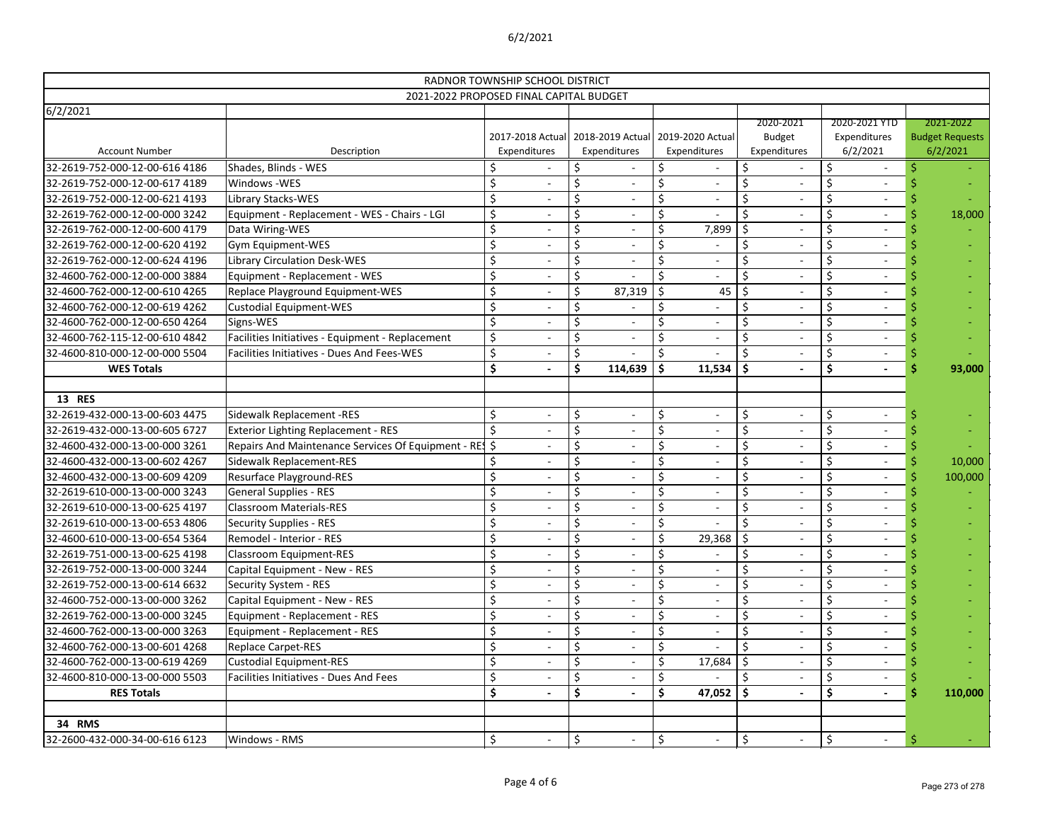| RADNOR TOWNSHIP SCHOOL DISTRICT | | | | | | | |
|---|---|---|---|---|---|---|---|
| 2021-2022 PROPOSED FINAL CAPITAL BUDGET | | | | | | | |
| 6/2/2021 | | | | | | | |
| Account Number | Description | 2017-2018 Actual Expenditures | 2018-2019 Actual Expenditures | 2019-2020 Actual Expenditures | 2020-2021 Budget Expenditures | 2020-2021 YTD Expenditures 6/2/2021 | 2021-2022 Budget Requests 6/2/2021 |
| 32-2619-752-000-12-00-616 4186 | Shades, Blinds - WES | $ - | $ - | $ - | $ - | $ - | $ - |
| 32-2619-752-000-12-00-617 4189 | Windows -WES | $ - | $ - | $ - | $ - | $ - | $ - |
| 32-2619-752-000-12-00-621 4193 | Library Stacks-WES | $ - | $ - | $ - | $ - | $ - | $ - |
| 32-2619-762-000-12-00-000 3242 | Equipment - Replacement - WES - Chairs - LGI | $ - | $ - | $ - | $ - | $ - | $ 18,000 |
| 32-2619-762-000-12-00-600 4179 | Data Wiring-WES | $ - | $ - | $ 7,899 | $ - | $ - | $ - |
| 32-2619-762-000-12-00-620 4192 | Gym Equipment-WES | $ - | $ - | $ - | $ - | $ - | $ - |
| 32-2619-762-000-12-00-624 4196 | Library Circulation Desk-WES | $ - | $ - | $ - | $ - | $ - | $ - |
| 32-4600-762-000-12-00-000 3884 | Equipment - Replacement - WES | $ - | $ - | $ - | $ - | $ - | $ - |
| 32-4600-762-000-12-00-610 4265 | Replace Playground Equipment-WES | $ - | $ 87,319 | $ 45 | $ - | $ - | $ - |
| 32-4600-762-000-12-00-619 4262 | Custodial Equipment-WES | $ - | $ - | $ - | $ - | $ - | $ - |
| 32-4600-762-000-12-00-650 4264 | Signs-WES | $ - | $ - | $ - | $ - | $ - | $ - |
| 32-4600-762-115-12-00-610 4842 | Facilities Initiatives - Equipment - Replacement | $ - | $ - | $ - | $ - | $ - | $ - |
| 32-4600-810-000-12-00-000 5504 | Facilities Initiatives - Dues And Fees-WES | $ - | $ - | $ - | $ - | $ - | $ - |
| **WES Totals** | | **$ -** | **$ 114,639** | **$ 11,534** | **$ -** | **$ -** | **$ 93,000** |
| | | | | | | | |
| **13 RES** | | | | | | | |
| 32-2619-432-000-13-00-603 4475 | Sidewalk Replacement -RES | $ - | $ - | $ - | $ - | $ - | $ - |
| 32-2619-432-000-13-00-605 6727 | Exterior Lighting Replacement - RES | $ - | $ - | $ - | $ - | $ - | $ - |
| 32-4600-432-000-13-00-000 3261 | Repairs And Maintenance Services Of Equipment - RES | $ - | $ - | $ - | $ - | $ - | $ - |
| 32-4600-432-000-13-00-602 4267 | Sidewalk Replacement-RES | $ - | $ - | $ - | $ - | $ - | $ 10,000 |
| 32-4600-432-000-13-00-609 4209 | Resurface Playground-RES | $ - | $ - | $ - | $ - | $ - | $ 100,000 |
| 32-2619-610-000-13-00-000 3243 | General Supplies - RES | $ - | $ - | $ - | $ - | $ - | $ - |
| 32-2619-610-000-13-00-625 4197 | Classroom Materials-RES | $ - | $ - | $ - | $ - | $ - | $ - |
| 32-2619-610-000-13-00-653 4806 | Security Supplies - RES | $ - | $ - | $ - | $ - | $ - | $ - |
| 32-4600-610-000-13-00-654 5364 | Remodel - Interior - RES | $ - | $ - | $ 29,368 | $ - | $ - | $ - |
| 32-2619-751-000-13-00-625 4198 | Classroom Equipment-RES | $ - | $ - | $ - | $ - | $ - | $ - |
| 32-2619-752-000-13-00-000 3244 | Capital Equipment - New - RES | $ - | $ - | $ - | $ - | $ - | $ - |
| 32-2619-752-000-13-00-614 6632 | Security System - RES | $ - | $ - | $ - | $ - | $ - | $ - |
| 32-4600-752-000-13-00-000 3262 | Capital Equipment - New - RES | $ - | $ - | $ - | $ - | $ - | $ - |
| 32-2619-762-000-13-00-000 3245 | Equipment - Replacement - RES | $ - | $ - | $ - | $ - | $ - | $ - |
| 32-4600-762-000-13-00-000 3263 | Equipment - Replacement - RES | $ - | $ - | $ - | $ - | $ - | $ - |
| 32-4600-762-000-13-00-601 4268 | Replace Carpet-RES | $ - | $ - | $ - | $ - | $ - | $ - |
| 32-4600-762-000-13-00-619 4269 | Custodial Equipment-RES | $ - | $ - | $ 17,684 | $ - | $ - | $ - |
| 32-4600-810-000-13-00-000 5503 | Facilities Initiatives - Dues And Fees | $ - | $ - | $ - | $ - | $ - | $ - |
| **RES Totals** | | **$ -** | **$ -** | **$ 47,052** | **$ -** | **$ -** | **$ 110,000** |
| | | | | | | | |
| **34 RMS** | | | | | | | |
| 32-2600-432-000-34-00-616 6123 | Windows - RMS | $ - | $ - | $ - | $ - | $ - | $ - |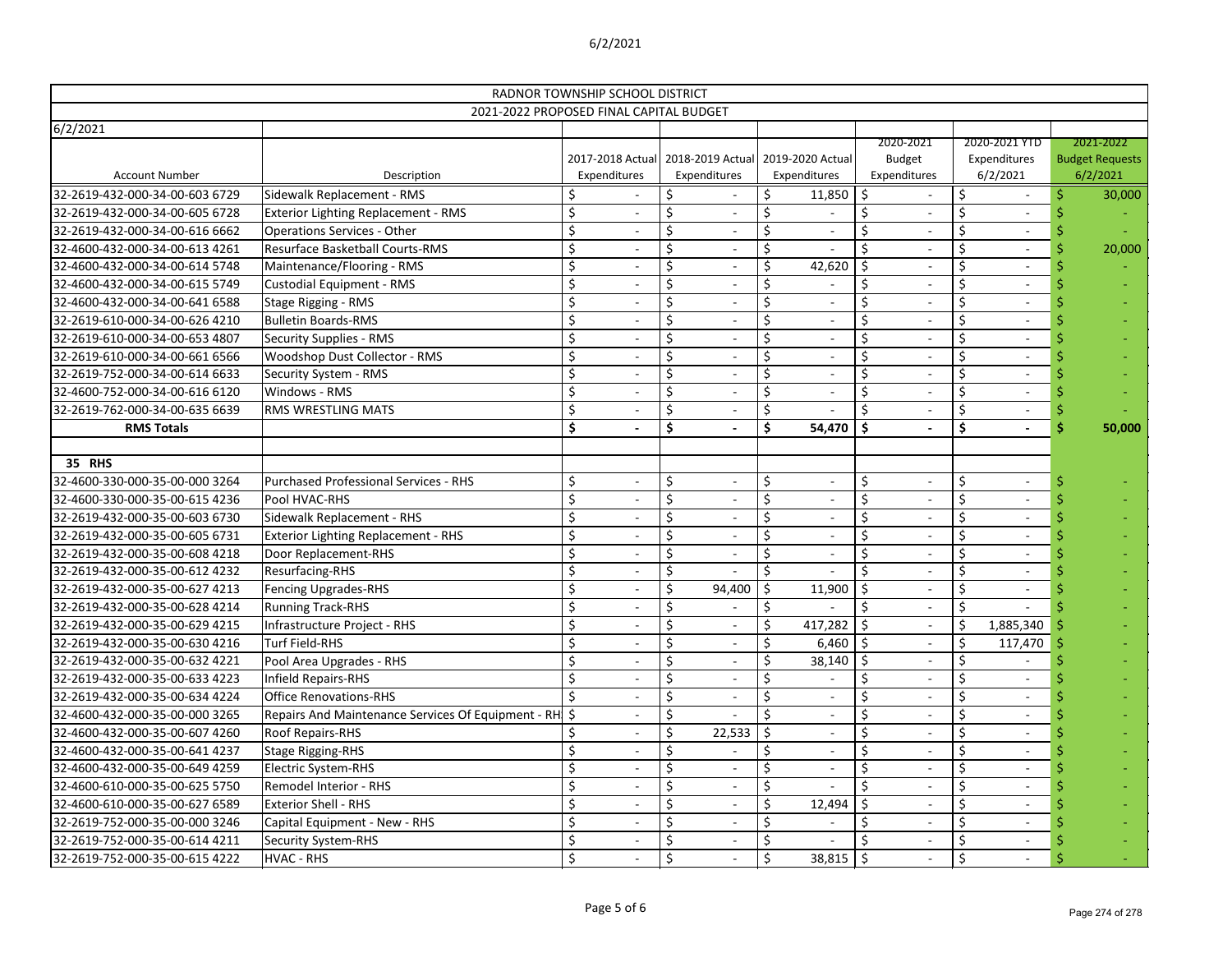| RADNOR TOWNSHIP SCHOOL DISTRICT | | | | | | | |
|---|---|---|---|---|---|---|---|
| 2021-2022 PROPOSED FINAL CAPITAL BUDGET | | | | | | | |
| 6/2/2021 | | | | | | | |
| Account Number | Description | 2017-2018 Actual Expenditures | 2018-2019 Actual Expenditures | 2019-2020 Actual Expenditures | 2020-2021 Budget Expenditures | 2020-2021 YTD Expenditures 6/2/2021 | 2021-2022 Budget Requests 6/2/2021 |
| 32-2619-432-000-34-00-603 6729 | Sidewalk Replacement - RMS | $ - | $ - | $ 11,850 | $ - | $ - | $ 30,000 |
| 32-2619-432-000-34-00-605 6728 | Exterior Lighting Replacement - RMS | $ - | $ - | $ - | $ - | $ - | $ - |
| 32-2619-432-000-34-00-616 6662 | Operations Services - Other | $ - | $ - | $ - | $ - | $ - | $ - |
| 32-4600-432-000-34-00-613 4261 | Resurface Basketball Courts-RMS | $ - | $ - | $ - | $ - | $ - | $ 20,000 |
| 32-4600-432-000-34-00-614 5748 | Maintenance/Flooring - RMS | $ - | $ - | $ 42,620 | $ - | $ - | $ - |
| 32-4600-432-000-34-00-615 5749 | Custodial Equipment - RMS | $ - | $ - | $ - | $ - | $ - | $ - |
| 32-4600-432-000-34-00-641 6588 | Stage Rigging - RMS | $ - | $ - | $ - | $ - | $ - | $ - |
| 32-2619-610-000-34-00-626 4210 | Bulletin Boards-RMS | $ - | $ - | $ - | $ - | $ - | $ - |
| 32-2619-610-000-34-00-653 4807 | Security Supplies - RMS | $ - | $ - | $ - | $ - | $ - | $ - |
| 32-2619-610-000-34-00-661 6566 | Woodshop Dust Collector - RMS | $ - | $ - | $ - | $ - | $ - | $ - |
| 32-2619-752-000-34-00-614 6633 | Security System - RMS | $ - | $ - | $ - | $ - | $ - | $ - |
| 32-4600-752-000-34-00-616 6120 | Windows - RMS | $ - | $ - | $ - | $ - | $ - | $ - |
| 32-2619-762-000-34-00-635 6639 | RMS WRESTLING MATS | $ - | $ - | $ - | $ - | $ - | $ - |
| **RMS Totals** | | **$ -** | **$ -** | **$ 54,470** | **$ -** | **$ -** | **$ 50,000** |
| | | | | | | | |
| **35 RHS** | | | | | | | |
| 32-4600-330-000-35-00-000 3264 | Purchased Professional Services - RHS | $ - | $ - | $ - | $ - | $ - | $ - |
| 32-4600-330-000-35-00-615 4236 | Pool HVAC-RHS | $ - | $ - | $ - | $ - | $ - | $ - |
| 32-2619-432-000-35-00-603 6730 | Sidewalk Replacement - RHS | $ - | $ - | $ - | $ - | $ - | $ - |
| 32-2619-432-000-35-00-605 6731 | Exterior Lighting Replacement - RHS | $ - | $ - | $ - | $ - | $ - | $ - |
| 32-2619-432-000-35-00-608 4218 | Door Replacement-RHS | $ - | $ - | $ - | $ - | $ - | $ - |
| 32-2619-432-000-35-00-612 4232 | Resurfacing-RHS | $ - | $ - | $ - | $ - | $ - | $ - |
| 32-2619-432-000-35-00-627 4213 | Fencing Upgrades-RHS | $ - | $ 94,400 | $ 11,900 | $ - | $ - | $ - |
| 32-2619-432-000-35-00-628 4214 | Running Track-RHS | $ - | $ - | $ - | $ - | $ - | $ - |
| 32-2619-432-000-35-00-629 4215 | Infrastructure Project - RHS | $ - | $ - | $ 417,282 | $ - | $ 1,885,340 | $ - |
| 32-2619-432-000-35-00-630 4216 | Turf Field-RHS | $ - | $ - | $ 6,460 | $ - | $ 117,470 | $ - |
| 32-2619-432-000-35-00-632 4221 | Pool Area Upgrades - RHS | $ - | $ - | $ 38,140 | $ - | $ - | $ - |
| 32-2619-432-000-35-00-633 4223 | Infield Repairs-RHS | $ - | $ - | $ - | $ - | $ - | $ - |
| 32-2619-432-000-35-00-634 4224 | Office Renovations-RHS | $ - | $ - | $ - | $ - | $ - | $ - |
| 32-4600-432-000-35-00-000 3265 | Repairs And Maintenance Services Of Equipment - RH | $ - | $ - | $ - | $ - | $ - | $ - |
| 32-4600-432-000-35-00-607 4260 | Roof Repairs-RHS | $ - | $ 22,533 | $ - | $ - | $ - | $ - |
| 32-4600-432-000-35-00-641 4237 | Stage Rigging-RHS | $ - | $ - | $ - | $ - | $ - | $ - |
| 32-4600-432-000-35-00-649 4259 | Electric System-RHS | $ - | $ - | $ - | $ - | $ - | $ - |
| 32-4600-610-000-35-00-625 5750 | Remodel Interior - RHS | $ - | $ - | $ - | $ - | $ - | $ - |
| 32-4600-610-000-35-00-627 6589 | Exterior Shell - RHS | $ - | $ - | $ 12,494 | $ - | $ - | $ - |
| 32-2619-752-000-35-00-000 3246 | Capital Equipment - New - RHS | $ - | $ - | $ - | $ - | $ - | $ - |
| 32-2619-752-000-35-00-614 4211 | Security System-RHS | $ - | $ - | $ - | $ - | $ - | $ - |
| 32-2619-752-000-35-00-615 4222 | HVAC - RHS | $ - | $ - | $ 38,815 | $ - | $ - | $ - |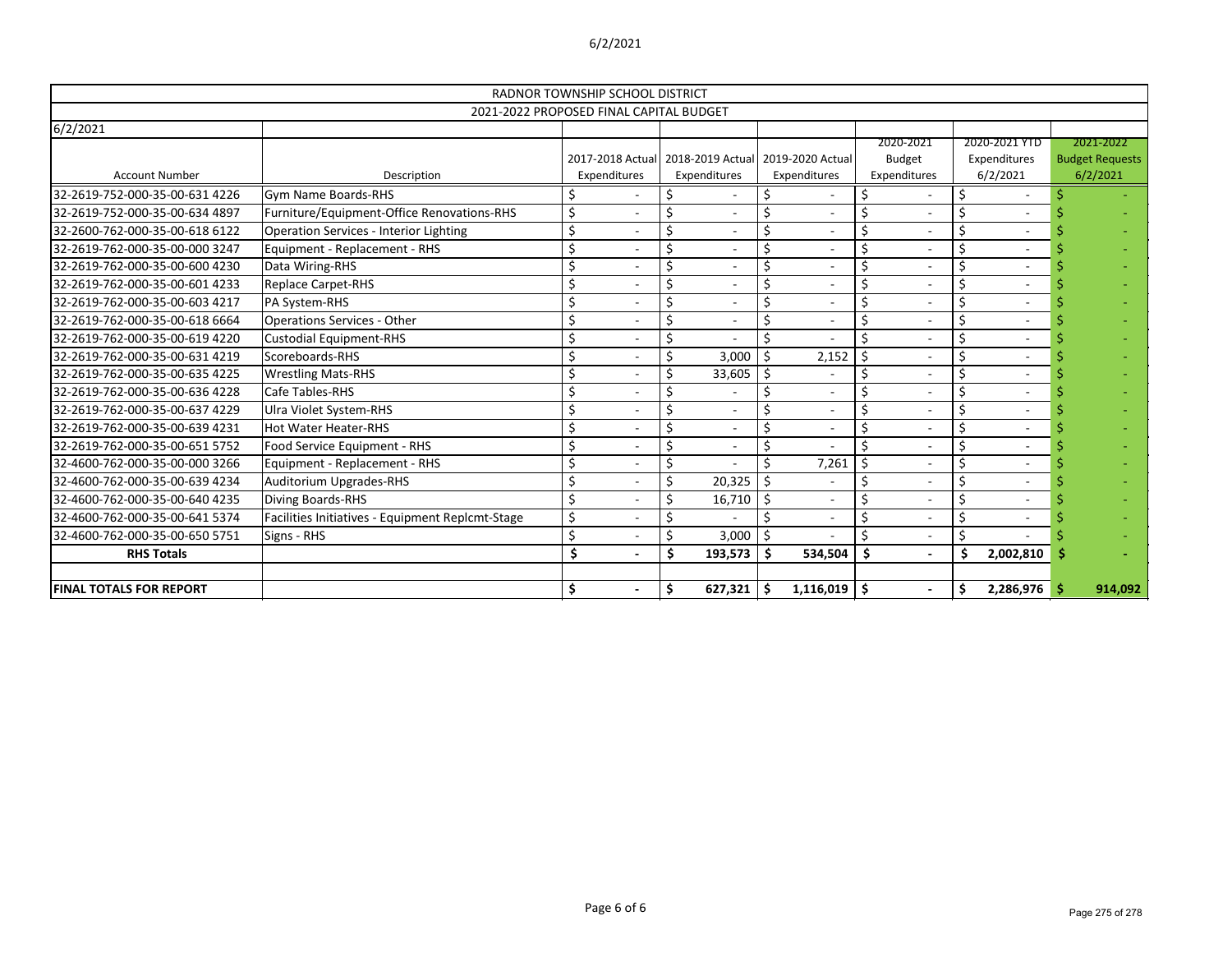| RADNOR TOWNSHIP SCHOOL DISTRICT | | | | | | | |
|---|---|---|---|---|---|---|---|
| 2021-2022 PROPOSED FINAL CAPITAL BUDGET | | | | | | | |
| 6/2/2021 | | | | | | | |
| Account Number | Description | 2017-2018 Actual Expenditures | 2018-2019 Actual Expenditures | 2019-2020 Actual Expenditures | 2020-2021 Budget Expenditures | 2020-2021 YTD Expenditures 6/2/2021 | 2021-2022 Budget Requests 6/2/2021 |
| 32-2619-752-000-35-00-631 4226 | Gym Name Boards-RHS | $ - | $ - | $ - | $ - | $ - | $ - |
| 32-2619-752-000-35-00-634 4897 | Furniture/Equipment-Office Renovations-RHS | $ - | $ - | $ - | $ - | $ - | $ - |
| 32-2600-762-000-35-00-618 6122 | Operation Services - Interior Lighting | $ - | $ - | $ - | $ - | $ - | $ - |
| 32-2619-762-000-35-00-000 3247 | Equipment - Replacement - RHS | $ - | $ - | $ - | $ - | $ - | $ - |
| 32-2619-762-000-35-00-600 4230 | Data Wiring-RHS | $ - | $ - | $ - | $ - | $ - | $ - |
| 32-2619-762-000-35-00-601 4233 | Replace Carpet-RHS | $ - | $ - | $ - | $ - | $ - | $ - |
| 32-2619-762-000-35-00-603 4217 | PA System-RHS | $ - | $ - | $ - | $ - | $ - | $ - |
| 32-2619-762-000-35-00-618 6664 | Operations Services - Other | $ - | $ - | $ - | $ - | $ - | $ - |
| 32-2619-762-000-35-00-619 4220 | Custodial Equipment-RHS | $ - | $ - | $ - | $ - | $ - | $ - |
| 32-2619-762-000-35-00-631 4219 | Scoreboards-RHS | $ - | $ 3,000 | $ 2,152 | $ - | $ - | $ - |
| 32-2619-762-000-35-00-635 4225 | Wrestling Mats-RHS | $ - | $ 33,605 | $ - | $ - | $ - | $ - |
| 32-2619-762-000-35-00-636 4228 | Cafe Tables-RHS | $ - | $ - | $ - | $ - | $ - | $ - |
| 32-2619-762-000-35-00-637 4229 | Ulra Violet System-RHS | $ - | $ - | $ - | $ - | $ - | $ - |
| 32-2619-762-000-35-00-639 4231 | Hot Water Heater-RHS | $ - | $ - | $ - | $ - | $ - | $ - |
| 32-2619-762-000-35-00-651 5752 | Food Service Equipment - RHS | $ - | $ - | $ - | $ - | $ - | $ - |
| 32-4600-762-000-35-00-000 3266 | Equipment - Replacement - RHS | $ - | $ - | $ 7,261 | $ - | $ - | $ - |
| 32-4600-762-000-35-00-639 4234 | Auditorium Upgrades-RHS | $ - | $ 20,325 | $ - | $ - | $ - | $ - |
| 32-4600-762-000-35-00-640 4235 | Diving Boards-RHS | $ - | $ 16,710 | $ - | $ - | $ - | $ - |
| 32-4600-762-000-35-00-641 5374 | Facilities Initiatives - Equipment Replcmt-Stage | $ - | $ - | $ - | $ - | $ - | $ - |
| 32-4600-762-000-35-00-650 5751 | Signs - RHS | $ - | $ 3,000 | $ - | $ - | $ - | $ - |
| **RHS Totals** | | **$ -** | **$ 193,573** | **$ 534,504** | **$ -** | **$ 2,002,810** | **$ -** |
| | | | | | | | |
| **FINAL TOTALS FOR REPORT** | | **$ -** | **$ 627,321** | **$ 1,116,019** | **$ -** | **$ 2,286,976** | **$ 914,092** |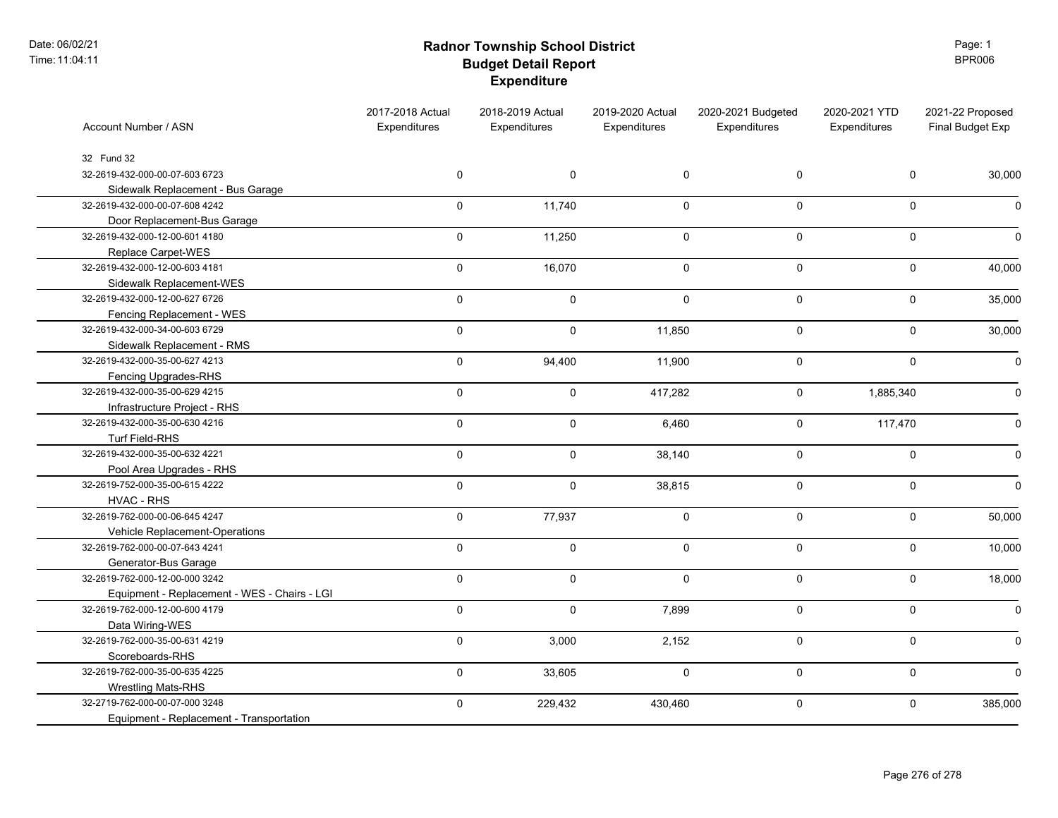# Radnor Township School District
## Budget Detail Report
### Expenditure

| Account Number / ASN | 2017-2018 Actual Expenditures | 2018-2019 Actual Expenditures | 2019-2020 Actual Expenditures | 2020-2021 Budgeted Expenditures | 2020-2021 YTD Expenditures | 2021-22 Proposed Final Budget Exp |
|---|---|---|---|---|---|---|
| 32 Fund 32 | | | | | | |
| 32-2619-432-000-00-07-603 6723<br>Sidewalk Replacement - Bus Garage | 0 | 0 | 0 | 0 | 0 | 30,000 |
| 32-2619-432-000-00-07-608 4242<br>Door Replacement-Bus Garage | 0 | 11,740 | 0 | 0 | 0 | 0 |
| 32-2619-432-000-12-00-601 4180<br>Replace Carpet-WES | 0 | 11,250 | 0 | 0 | 0 | 0 |
| 32-2619-432-000-12-00-603 4181<br>Sidewalk Replacement-WES | 0 | 16,070 | 0 | 0 | 0 | 40,000 |
| 32-2619-432-000-12-00-627 6726<br>Fencing Replacement - WES | 0 | 0 | 0 | 0 | 0 | 35,000 |
| 32-2619-432-000-34-00-603 6729<br>Sidewalk Replacement - RMS | 0 | 0 | 11,850 | 0 | 0 | 30,000 |
| 32-2619-432-000-35-00-627 4213<br>Fencing Upgrades-RHS | 0 | 94,400 | 11,900 | 0 | 0 | 0 |
| 32-2619-432-000-35-00-629 4215<br>Infrastructure Project - RHS | 0 | 0 | 417,282 | 0 | 1,885,340 | 0 |
| 32-2619-432-000-35-00-630 4216<br>Turf Field-RHS | 0 | 0 | 6,460 | 0 | 117,470 | 0 |
| 32-2619-432-000-35-00-632 4221<br>Pool Area Upgrades - RHS | 0 | 0 | 38,140 | 0 | 0 | 0 |
| 32-2619-752-000-35-00-615 4222<br>HVAC - RHS | 0 | 0 | 38,815 | 0 | 0 | 0 |
| 32-2619-762-000-00-06-645 4247<br>Vehicle Replacement-Operations | 0 | 77,937 | 0 | 0 | 0 | 50,000 |
| 32-2619-762-000-00-07-643 4241<br>Generator-Bus Garage | 0 | 0 | 0 | 0 | 0 | 10,000 |
| 32-2619-762-000-12-00-000 3242<br>Equipment - Replacement - WES - Chairs - LGI | 0 | 0 | 0 | 0 | 0 | 18,000 |
| 32-2619-762-000-12-00-600 4179<br>Data Wiring-WES | 0 | 0 | 7,899 | 0 | 0 | 0 |
| 32-2619-762-000-35-00-631 4219<br>Scoreboards-RHS | 0 | 3,000 | 2,152 | 0 | 0 | 0 |
| 32-2619-762-000-35-00-635 4225<br>Wrestling Mats-RHS | 0 | 33,605 | 0 | 0 | 0 | 0 |
| 32-2719-762-000-00-07-000 3248<br>Equipment - Replacement - Transportation | 0 | 229,432 | 430,460 | 0 | 0 | 385,000 |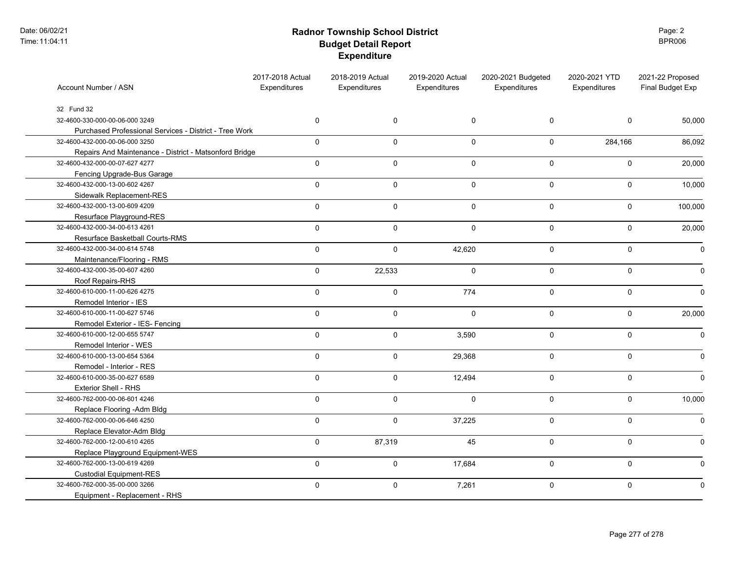# Radnor Township School District
## Budget Detail Report
### Expenditure

| Account Number / ASN | 2017-2018 Actual Expenditures | 2018-2019 Actual Expenditures | 2019-2020 Actual Expenditures | 2020-2021 Budgeted Expenditures | 2020-2021 YTD Expenditures | 2021-22 Proposed Final Budget Exp |
|---|---|---|---|---|---|---|
| 32 Fund 32 | | | | | | |
| 32-4600-330-000-00-06-000 3249<br>Purchased Professional Services - District - Tree Work | 0 | 0 | 0 | 0 | 0 | 50,000 |
| 32-4600-432-000-00-06-000 3250<br>Repairs And Maintenance - District - Matsonford Bridge | 0 | 0 | 0 | 0 | 284,166 | 86,092 |
| 32-4600-432-000-00-07-627 4277<br>Fencing Upgrade-Bus Garage | 0 | 0 | 0 | 0 | 0 | 20,000 |
| 32-4600-432-000-13-00-602 4267<br>Sidewalk Replacement-RES | 0 | 0 | 0 | 0 | 0 | 10,000 |
| 32-4600-432-000-13-00-609 4209<br>Resurface Playground-RES | 0 | 0 | 0 | 0 | 0 | 100,000 |
| 32-4600-432-000-34-00-613 4261<br>Resurface Basketball Courts-RMS | 0 | 0 | 0 | 0 | 0 | 20,000 |
| 32-4600-432-000-34-00-614 5748<br>Maintenance/Flooring - RMS | 0 | 0 | 42,620 | 0 | 0 | 0 |
| 32-4600-432-000-35-00-607 4260<br>Roof Repairs-RHS | 0 | 22,533 | 0 | 0 | 0 | 0 |
| 32-4600-610-000-11-00-626 4275<br>Remodel Interior - IES | 0 | 0 | 774 | 0 | 0 | 0 |
| 32-4600-610-000-11-00-627 5746<br>Remodel Exterior - IES- Fencing | 0 | 0 | 0 | 0 | 0 | 20,000 |
| 32-4600-610-000-12-00-655 5747<br>Remodel Interior - WES | 0 | 0 | 3,590 | 0 | 0 | 0 |
| 32-4600-610-000-13-00-654 5364<br>Remodel - Interior - RES | 0 | 0 | 29,368 | 0 | 0 | 0 |
| 32-4600-610-000-35-00-627 6589<br>Exterior Shell - RHS | 0 | 0 | 12,494 | 0 | 0 | 0 |
| 32-4600-762-000-00-06-601 4246<br>Replace Flooring -Adm Bldg | 0 | 0 | 0 | 0 | 0 | 10,000 |
| 32-4600-762-000-00-06-646 4250<br>Replace Elevator-Adm Bldg | 0 | 0 | 37,225 | 0 | 0 | 0 |
| 32-4600-762-000-12-00-610 4265<br>Replace Playground Equipment-WES | 0 | 87,319 | 45 | 0 | 0 | 0 |
| 32-4600-762-000-13-00-619 4269<br>Custodial Equipment-RES | 0 | 0 | 17,684 | 0 | 0 | 0 |
| 32-4600-762-000-35-00-000 3266<br>Equipment - Replacement - RHS | 0 | 0 | 7,261 | 0 | 0 | 0 |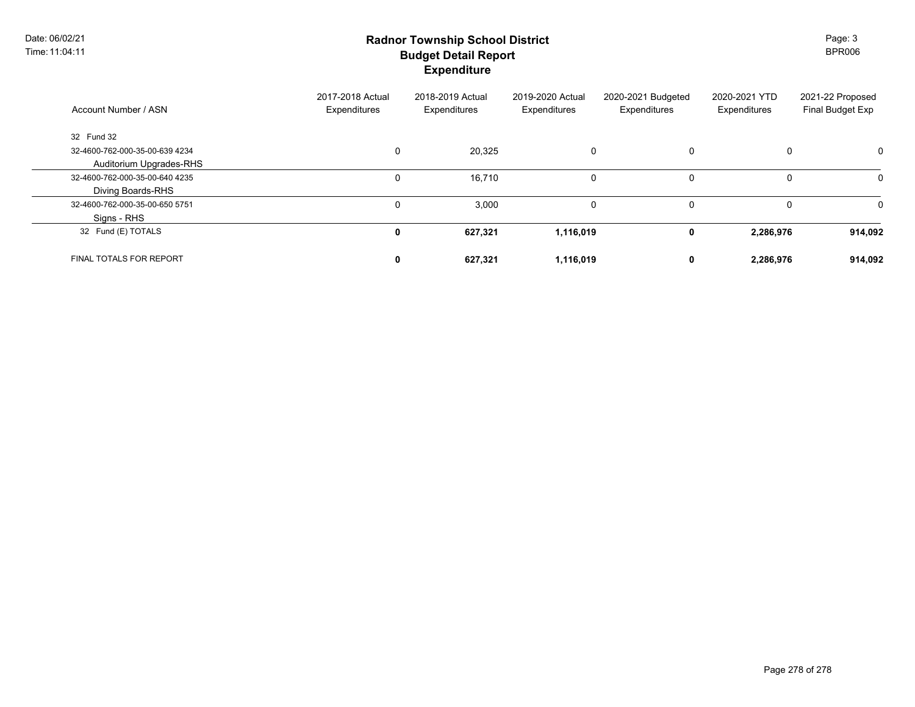# Radnor Township School District
## Budget Detail Report
### Expenditure

| Account Number / ASN | 2017-2018 Actual Expenditures | 2018-2019 Actual Expenditures | 2019-2020 Actual Expenditures | 2020-2021 Budgeted Expenditures | 2020-2021 YTD Expenditures | 2021-22 Proposed Final Budget Exp |
|---|---|---|---|---|---|---|
| 32 Fund 32 | | | | | | |
| 32-4600-762-000-35-00-639 4234 Auditorium Upgrades-RHS | 0 | 20,325 | 0 | 0 | 0 | 0 |
| 32-4600-762-000-35-00-640 4235 Diving Boards-RHS | 0 | 16,710 | 0 | 0 | 0 | 0 |
| 32-4600-762-000-35-00-650 5751 Signs - RHS | 0 | 3,000 | 0 | 0 | 0 | 0 |
| 32 Fund (E) TOTALS | **0** | **627,321** | **1,116,019** | **0** | **2,286,976** | **914,092** |
| FINAL TOTALS FOR REPORT | **0** | **627,321** | **1,116,019** | **0** | **2,286,976** | **914,092** |